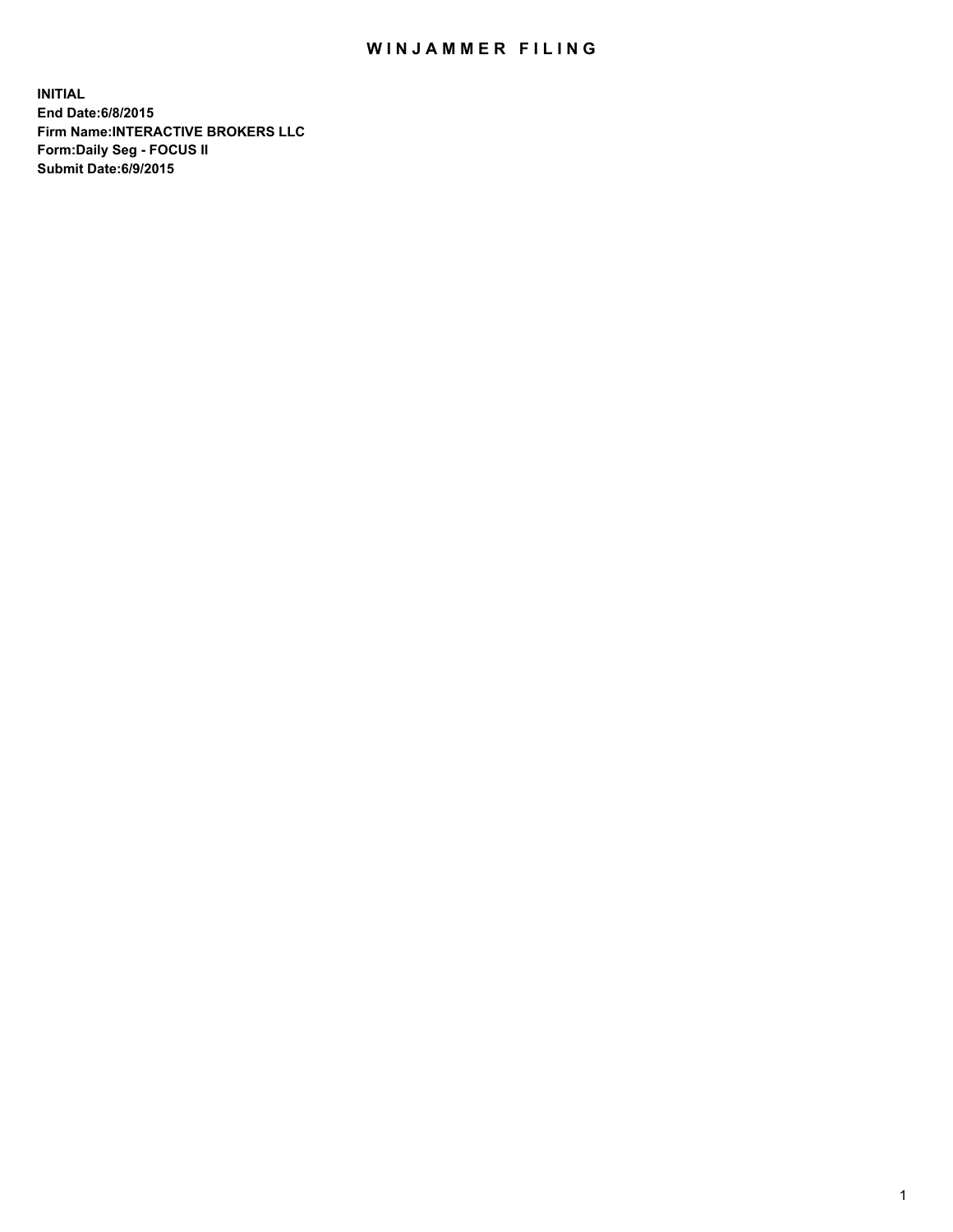# WINJAMMER FILING

**INITIAL**
**End Date:6/8/2015**
**Firm Name:INTERACTIVE BROKERS LLC**
**Form:Daily Seg - FOCUS II**
**Submit Date:6/9/2015**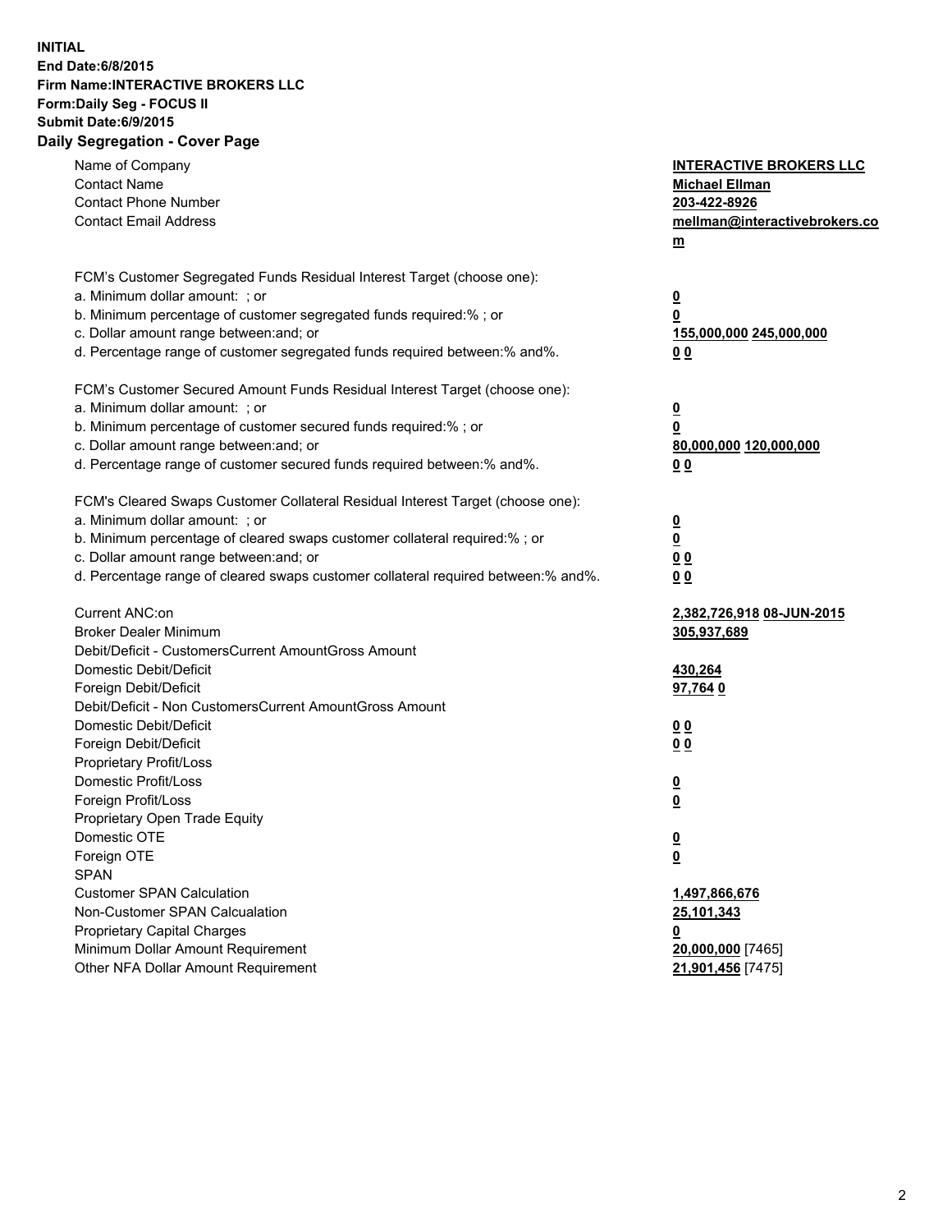**INITIAL**
**End Date:6/8/2015**
**Firm Name:INTERACTIVE BROKERS LLC**
**Form:Daily Seg - FOCUS II**
**Submit Date:6/9/2015**
**Daily Segregation - Cover Page**

| | |
|---|---|
| Name of Company | INTERACTIVE BROKERS LLC |
| Contact Name | Michael Ellman |
| Contact Phone Number | 203-422-8926 |
| Contact Email Address | mellman@interactivebrokers.com |
| FCM's Customer Segregated Funds Residual Interest Target (choose one): | |
| a. Minimum dollar amount: ; or | 0 |
| b. Minimum percentage of customer segregated funds required:% ; or | 0 |
| c. Dollar amount range between:and; or | 155,000,000 245,000,000 |
| d. Percentage range of customer segregated funds required between:% and%. | 0 0 |
| FCM's Customer Secured Amount Funds Residual Interest Target (choose one): | |
| a. Minimum dollar amount: ; or | 0 |
| b. Minimum percentage of customer secured funds required:% ; or | 0 |
| c. Dollar amount range between:and; or | 80,000,000 120,000,000 |
| d. Percentage range of customer secured funds required between:% and%. | 0 0 |
| FCM's Cleared Swaps Customer Collateral Residual Interest Target (choose one): | |
| a. Minimum dollar amount: ; or | 0 |
| b. Minimum percentage of cleared swaps customer collateral required:% ; or | 0 |
| c. Dollar amount range between:and; or | 0 0 |
| d. Percentage range of cleared swaps customer collateral required between:% and%. | 0 0 |
| Current ANC:on | 2,382,726,918 08-JUN-2015 |
| Broker Dealer Minimum | 305,937,689 |
| Debit/Deficit - CustomersCurrent AmountGross Amount | |
| Domestic Debit/Deficit | 430,264 |
| Foreign Debit/Deficit | 97,764 0 |
| Debit/Deficit - Non CustomersCurrent AmountGross Amount | |
| Domestic Debit/Deficit | 0 0 |
| Foreign Debit/Deficit | 0 0 |
| Proprietary Profit/Loss | |
| Domestic Profit/Loss | 0 |
| Foreign Profit/Loss | 0 |
| Proprietary Open Trade Equity | |
| Domestic OTE | 0 |
| Foreign OTE | 0 |
| SPAN | |
| Customer SPAN Calculation | 1,497,866,676 |
| Non-Customer SPAN Calcualation | 25,101,343 |
| Proprietary Capital Charges | 0 |
| Minimum Dollar Amount Requirement | 20,000,000 [7465] |
| Other NFA Dollar Amount Requirement | 21,901,456 [7475] |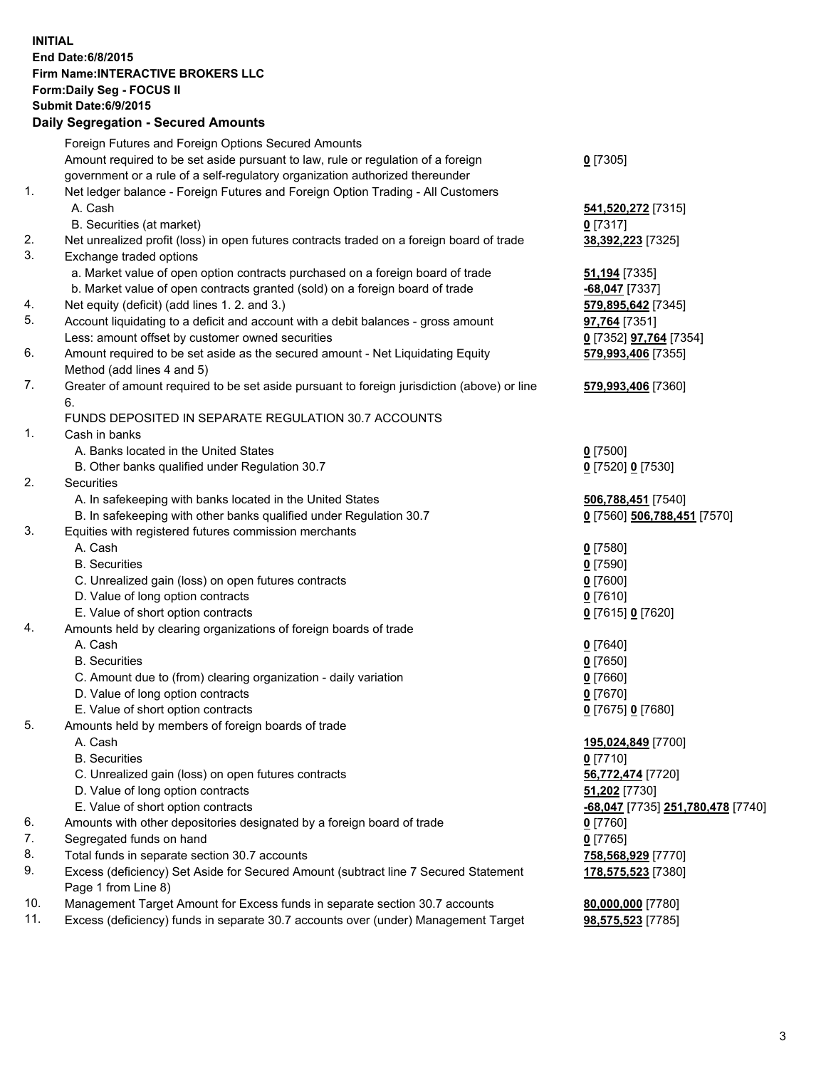**INITIAL**
**End Date:6/8/2015**
**Firm Name:INTERACTIVE BROKERS LLC**
**Form:Daily Seg - FOCUS II**
**Submit Date:6/9/2015**

**Daily Segregation - Secured Amounts**

| | | |
|---|---|---|
| | Foreign Futures and Foreign Options Secured Amounts | |
| | Amount required to be set aside pursuant to law, rule or regulation of a foreign government or a rule of a self-regulatory organization authorized thereunder | 0 [7305] |
| 1. | Net ledger balance - Foreign Futures and Foreign Option Trading - All Customers | |
| | A. Cash | 541,520,272 [7315] |
| | B. Securities (at market) | 0 [7317] |
| 2. | Net unrealized profit (loss) in open futures contracts traded on a foreign board of trade | 38,392,223 [7325] |
| 3. | Exchange traded options | |
| | a. Market value of open option contracts purchased on a foreign board of trade | 51,194 [7335] |
| | b. Market value of open contracts granted (sold) on a foreign board of trade | -68,047 [7337] |
| 4. | Net equity (deficit) (add lines 1. 2. and 3.) | 579,895,642 [7345] |
| 5. | Account liquidating to a deficit and account with a debit balances - gross amount | 97,764 [7351] |
| | Less: amount offset by customer owned securities | 0 [7352] 97,764 [7354] |
| 6. | Amount required to be set aside as the secured amount - Net Liquidating Equity Method (add lines 4 and 5) | 579,993,406 [7355] |
| 7. | Greater of amount required to be set aside pursuant to foreign jurisdiction (above) or line 6. | 579,993,406 [7360] |
| | FUNDS DEPOSITED IN SEPARATE REGULATION 30.7 ACCOUNTS | |
| 1. | Cash in banks | |
| | A. Banks located in the United States | 0 [7500] |
| | B. Other banks qualified under Regulation 30.7 | 0 [7520] 0 [7530] |
| 2. | Securities | |
| | A. In safekeeping with banks located in the United States | 506,788,451 [7540] |
| | B. In safekeeping with other banks qualified under Regulation 30.7 | 0 [7560] 506,788,451 [7570] |
| 3. | Equities with registered futures commission merchants | |
| | A. Cash | 0 [7580] |
| | B. Securities | 0 [7590] |
| | C. Unrealized gain (loss) on open futures contracts | 0 [7600] |
| | D. Value of long option contracts | 0 [7610] |
| | E. Value of short option contracts | 0 [7615] 0 [7620] |
| 4. | Amounts held by clearing organizations of foreign boards of trade | |
| | A. Cash | 0 [7640] |
| | B. Securities | 0 [7650] |
| | C. Amount due to (from) clearing organization - daily variation | 0 [7660] |
| | D. Value of long option contracts | 0 [7670] |
| | E. Value of short option contracts | 0 [7675] 0 [7680] |
| 5. | Amounts held by members of foreign boards of trade | |
| | A. Cash | 195,024,849 [7700] |
| | B. Securities | 0 [7710] |
| | C. Unrealized gain (loss) on open futures contracts | 56,772,474 [7720] |
| | D. Value of long option contracts | 51,202 [7730] |
| | E. Value of short option contracts | -68,047 [7735] 251,780,478 [7740] |
| 6. | Amounts with other depositories designated by a foreign board of trade | 0 [7760] |
| 7. | Segregated funds on hand | 0 [7765] |
| 8. | Total funds in separate section 30.7 accounts | 758,568,929 [7770] |
| 9. | Excess (deficiency) Set Aside for Secured Amount (subtract line 7 Secured Statement Page 1 from Line 8) | 178,575,523 [7380] |
| 10. | Management Target Amount for Excess funds in separate section 30.7 accounts | 80,000,000 [7780] |
| 11. | Excess (deficiency) funds in separate 30.7 accounts over (under) Management Target | 98,575,523 [7785] |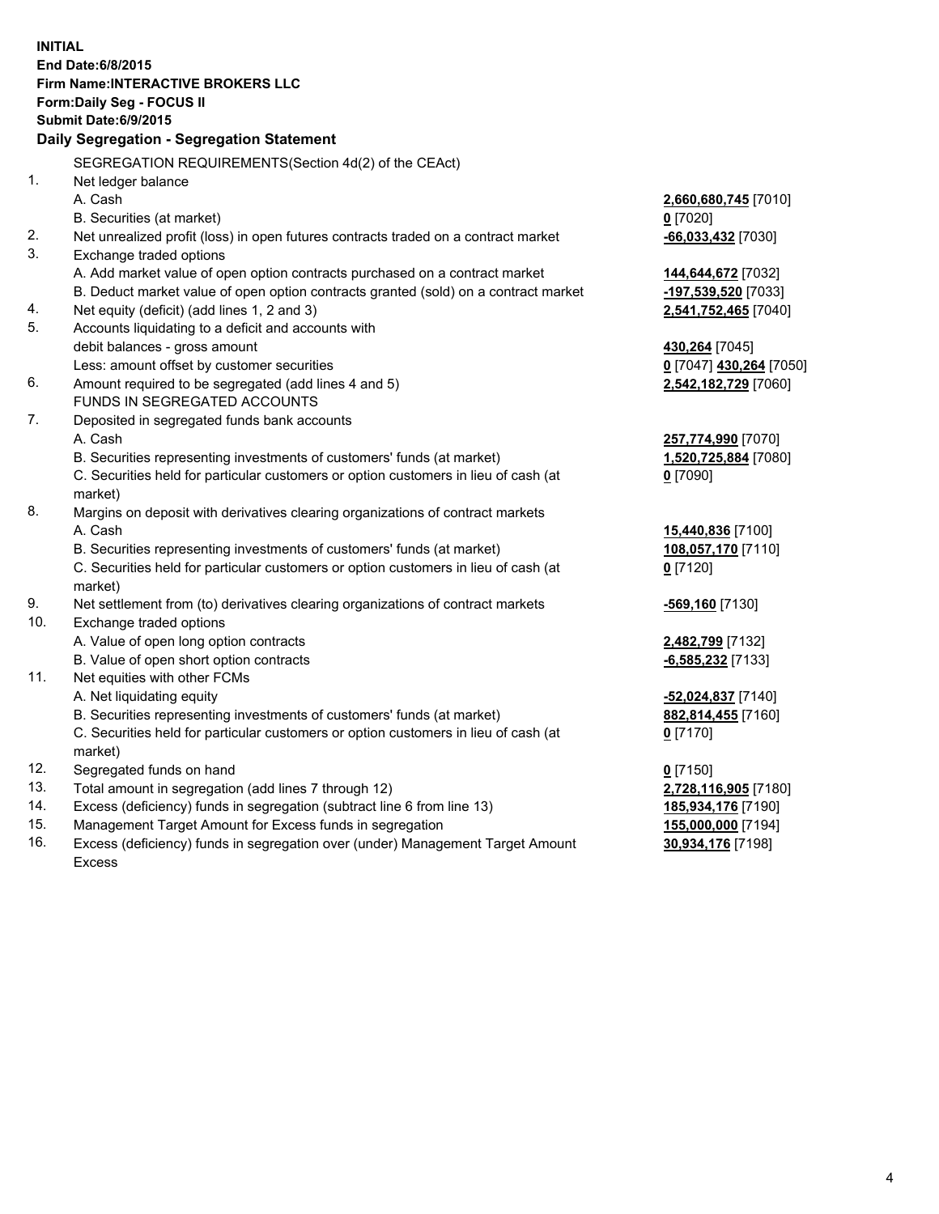**INITIAL**
**End Date:6/8/2015**
**Firm Name:INTERACTIVE BROKERS LLC**
**Form:Daily Seg - FOCUS II**
**Submit Date:6/9/2015**

## Daily Segregation - Segregation Statement

SEGREGATION REQUIREMENTS(Section 4d(2) of the CEAct)

| | | |
|---|---|---|
| 1. | Net ledger balance | |
| | A. Cash | **2,660,680,745** [7010] |
| | B. Securities (at market) | **0** [7020] |
| 2. | Net unrealized profit (loss) in open futures contracts traded on a contract market | **-66,033,432** [7030] |
| 3. | Exchange traded options | |
| | A. Add market value of open option contracts purchased on a contract market | **144,644,672** [7032] |
| | B. Deduct market value of open option contracts granted (sold) on a contract market | **-197,539,520** [7033] |
| 4. | Net equity (deficit) (add lines 1, 2 and 3) | **2,541,752,465** [7040] |
| 5. | Accounts liquidating to a deficit and accounts with | |
| | debit balances - gross amount | **430,264** [7045] |
| | Less: amount offset by customer securities | **0** [7047] **430,264** [7050] |
| 6. | Amount required to be segregated (add lines 4 and 5) | **2,542,182,729** [7060] |
| | FUNDS IN SEGREGATED ACCOUNTS | |
| 7. | Deposited in segregated funds bank accounts | |
| | A. Cash | **257,774,990** [7070] |
| | B. Securities representing investments of customers' funds (at market) | **1,520,725,884** [7080] |
| | C. Securities held for particular customers or option customers in lieu of cash (at market) | **0** [7090] |
| 8. | Margins on deposit with derivatives clearing organizations of contract markets | |
| | A. Cash | **15,440,836** [7100] |
| | B. Securities representing investments of customers' funds (at market) | **108,057,170** [7110] |
| | C. Securities held for particular customers or option customers in lieu of cash (at market) | **0** [7120] |
| 9. | Net settlement from (to) derivatives clearing organizations of contract markets | **-569,160** [7130] |
| 10. | Exchange traded options | |
| | A. Value of open long option contracts | **2,482,799** [7132] |
| | B. Value of open short option contracts | **-6,585,232** [7133] |
| 11. | Net equities with other FCMs | |
| | A. Net liquidating equity | **-52,024,837** [7140] |
| | B. Securities representing investments of customers' funds (at market) | **882,814,455** [7160] |
| | C. Securities held for particular customers or option customers in lieu of cash (at market) | **0** [7170] |
| 12. | Segregated funds on hand | **0** [7150] |
| 13. | Total amount in segregation (add lines 7 through 12) | **2,728,116,905** [7180] |
| 14. | Excess (deficiency) funds in segregation (subtract line 6 from line 13) | **185,934,176** [7190] |
| 15. | Management Target Amount for Excess funds in segregation | **155,000,000** [7194] |
| 16. | Excess (deficiency) funds in segregation over (under) Management Target Amount Excess | **30,934,176** [7198] |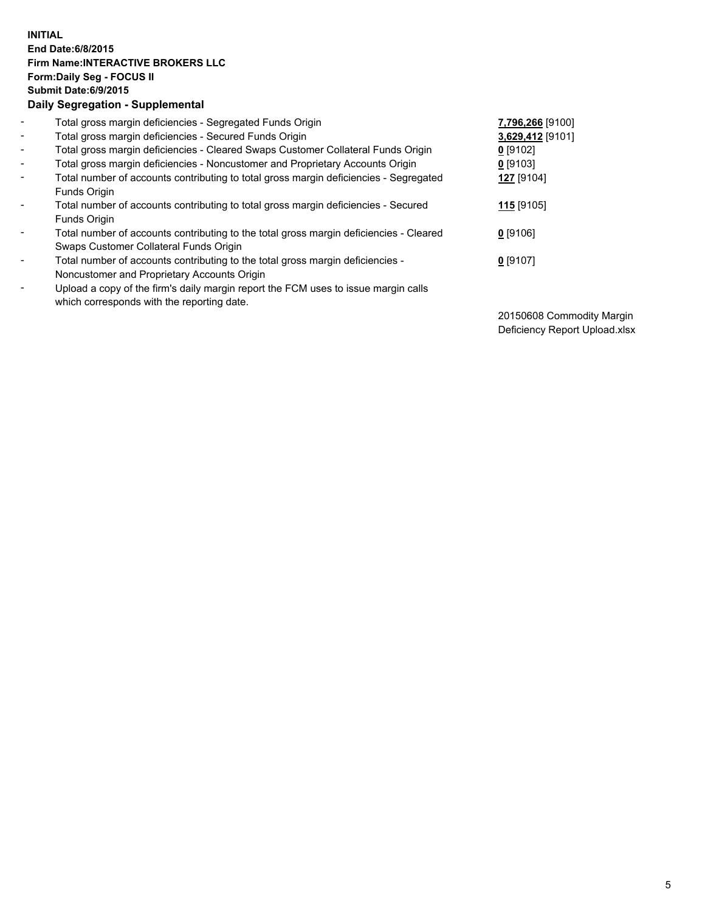**INITIAL**
**End Date:6/8/2015**
**Firm Name:INTERACTIVE BROKERS LLC**
**Form:Daily Seg - FOCUS II**
**Submit Date:6/9/2015**
**Daily Segregation - Supplemental**

| | | |
|---|---|---|
| - | Total gross margin deficiencies - Segregated Funds Origin | **7,796,266** [9100] |
| - | Total gross margin deficiencies - Secured Funds Origin | **3,629,412** [9101] |
| - | Total gross margin deficiencies - Cleared Swaps Customer Collateral Funds Origin | **0** [9102] |
| - | Total gross margin deficiencies - Noncustomer and Proprietary Accounts Origin | **0** [9103] |
| - | Total number of accounts contributing to total gross margin deficiencies - Segregated Funds Origin | **127** [9104] |
| - | Total number of accounts contributing to total gross margin deficiencies - Secured Funds Origin | **115** [9105] |
| - | Total number of accounts contributing to the total gross margin deficiencies - Cleared Swaps Customer Collateral Funds Origin | **0** [9106] |
| - | Total number of accounts contributing to the total gross margin deficiencies - Noncustomer and Proprietary Accounts Origin | **0** [9107] |
| - | Upload a copy of the firm's daily margin report the FCM uses to issue margin calls which corresponds with the reporting date. | 20150608 Commodity Margin Deficiency Report Upload.xlsx |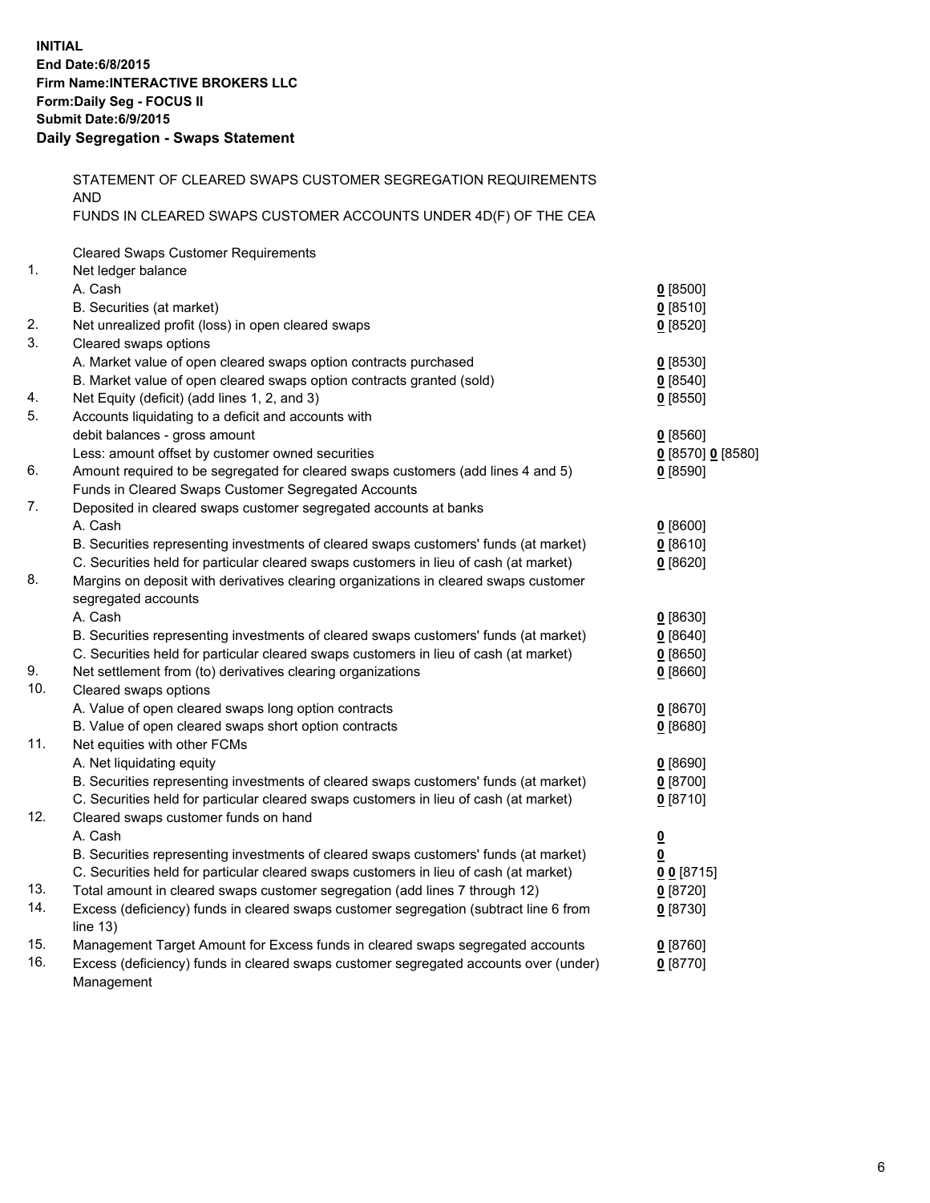**INITIAL**
**End Date:6/8/2015**
**Firm Name:INTERACTIVE BROKERS LLC**
**Form:Daily Seg - FOCUS II**
**Submit Date:6/9/2015**
**Daily Segregation - Swaps Statement**

STATEMENT OF CLEARED SWAPS CUSTOMER SEGREGATION REQUIREMENTS AND FUNDS IN CLEARED SWAPS CUSTOMER ACCOUNTS UNDER 4D(F) OF THE CEA

| | | |
|---|---|---|
| | Cleared Swaps Customer Requirements | |
| 1. | Net ledger balance | |
| | A. Cash | 0 [8500] |
| | B. Securities (at market) | 0 [8510] |
| 2. | Net unrealized profit (loss) in open cleared swaps | 0 [8520] |
| 3. | Cleared swaps options | |
| | A. Market value of open cleared swaps option contracts purchased | 0 [8530] |
| | B. Market value of open cleared swaps option contracts granted (sold) | 0 [8540] |
| 4. | Net Equity (deficit) (add lines 1, 2, and 3) | 0 [8550] |
| 5. | Accounts liquidating to a deficit and accounts with debit balances - gross amount | 0 [8560] |
| | Less: amount offset by customer owned securities | 0 [8570] 0 [8580] |
| 6. | Amount required to be segregated for cleared swaps customers (add lines 4 and 5) | 0 [8590] |
| | Funds in Cleared Swaps Customer Segregated Accounts | |
| 7. | Deposited in cleared swaps customer segregated accounts at banks | |
| | A. Cash | 0 [8600] |
| | B. Securities representing investments of cleared swaps customers' funds (at market) | 0 [8610] |
| | C. Securities held for particular cleared swaps customers in lieu of cash (at market) | 0 [8620] |
| 8. | Margins on deposit with derivatives clearing organizations in cleared swaps customer segregated accounts | |
| | A. Cash | 0 [8630] |
| | B. Securities representing investments of cleared swaps customers' funds (at market) | 0 [8640] |
| | C. Securities held for particular cleared swaps customers in lieu of cash (at market) | 0 [8650] |
| 9. | Net settlement from (to) derivatives clearing organizations | 0 [8660] |
| 10. | Cleared swaps options | |
| | A. Value of open cleared swaps long option contracts | 0 [8670] |
| | B. Value of open cleared swaps short option contracts | 0 [8680] |
| 11. | Net equities with other FCMs | |
| | A. Net liquidating equity | 0 [8690] |
| | B. Securities representing investments of cleared swaps customers' funds (at market) | 0 [8700] |
| | C. Securities held for particular cleared swaps customers in lieu of cash (at market) | 0 [8710] |
| 12. | Cleared swaps customer funds on hand | |
| | A. Cash | 0 |
| | B. Securities representing investments of cleared swaps customers' funds (at market) | 0 |
| | C. Securities held for particular cleared swaps customers in lieu of cash (at market) | 0 0 [8715] |
| 13. | Total amount in cleared swaps customer segregation (add lines 7 through 12) | 0 [8720] |
| 14. | Excess (deficiency) funds in cleared swaps customer segregation (subtract line 6 from line 13) | 0 [8730] |
| 15. | Management Target Amount for Excess funds in cleared swaps segregated accounts | 0 [8760] |
| 16. | Excess (deficiency) funds in cleared swaps customer segregated accounts over (under) Management | 0 [8770] |